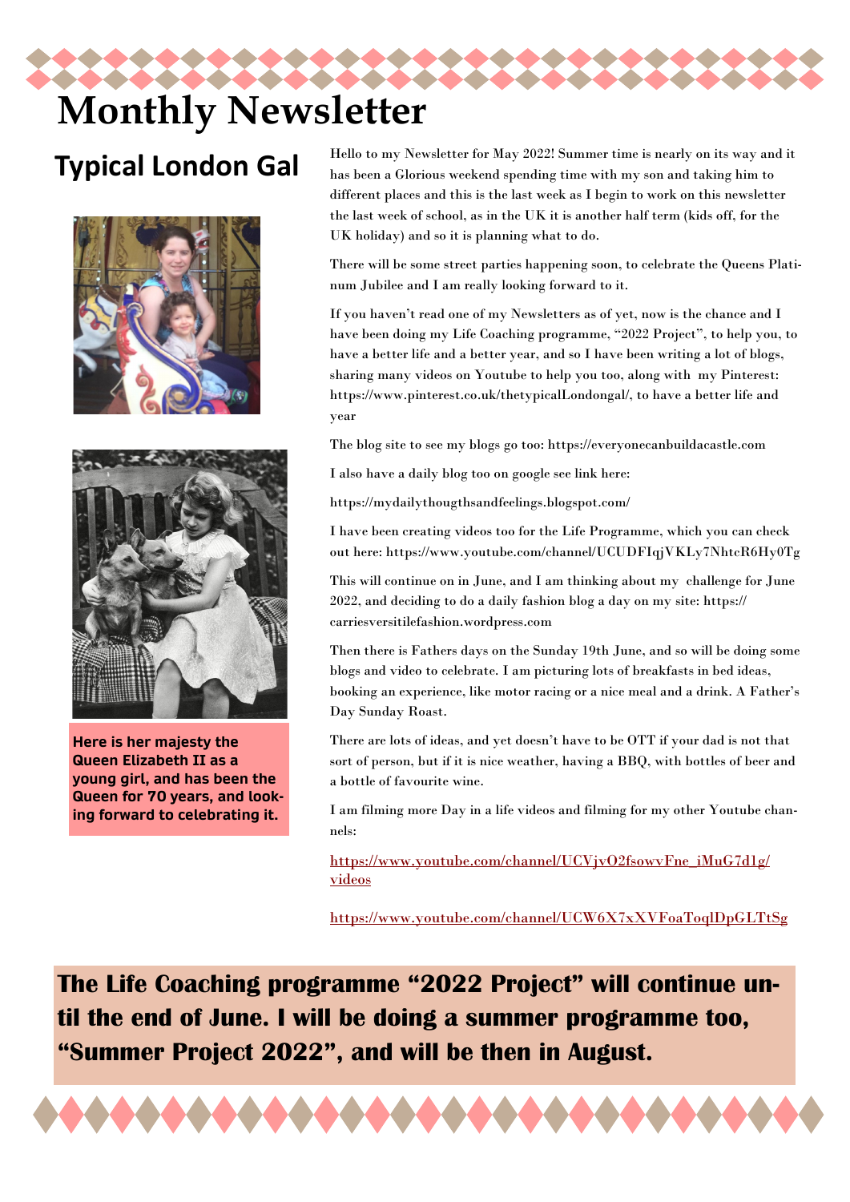# Monthly Newsletter

## Typical London Gal

Here is her majesty the Queen Elizabeth II as a young girl, and has been the Queen for 70 years, and looking forward to celebrating it.

Hello to my Newsletter for May 2022! Summer time is nearly on its way and it has been a Glorious weekend spending time with my son and taking him to different places and this is the last week as I begin to work on this newsletter the last week of school, as in the UK it is another half term (kids off, for the UK holiday) and so it is planning what to do.

There will be some street parties happening soon, to celebrate the Queens Platinum Jubilee and I am really looking forward to it.

If you haven't read one of my Newsletters as of yet, now is the chance and I have been doing my Life Coaching programme, "2022 Project", to help you, to have a better life and a better year, and so I have been writing a lot of blogs, sharing many videos on Youtube to help you too, along with my Pinterest: https://www.pinterest.co.uk/thetypicalLondongal/, to have a better life and year

The blog site to see my blogs go too: https://everyonecanbuildacastle.com

I also have a daily blog too on google see link here:

https://mydailythougthsandfeelings.blogspot.com/

I have been creating videos too for the Life Programme, which you can check out here: https://www.youtube.com/channel/UCUDFIqjVKLy7NhtcR6Hy0Tg

This will continue on in June, and I am thinking about my challenge for June 2022, and deciding to do a daily fashion blog a day on my site: https://carriesversitilefashion.wordpress.com

Then there is Fathers days on the Sunday 19th June, and so will be doing some blogs and video to celebrate. I am picturing lots of breakfasts in bed ideas, booking an experience, like motor racing or a nice meal and a drink. A Father's Day Sunday Roast.

There are lots of ideas, and yet doesn't have to be OTT if your dad is not that sort of person, but if it is nice weather, having a BBQ, with bottles of beer and a bottle of favourite wine.

I am filming more Day in a life videos and filming for my other Youtube channels:

https://www.youtube.com/channel/UCVjvO2fsowvFne_iMuG7d1g/videos

https://www.youtube.com/channel/UCW6X7xXVFoaToqlDpGLTtSg

**The Life Coaching programme "2022 Project" will continue until the end of June. I will be doing a summer programme too, "Summer Project 2022", and will be then in August.**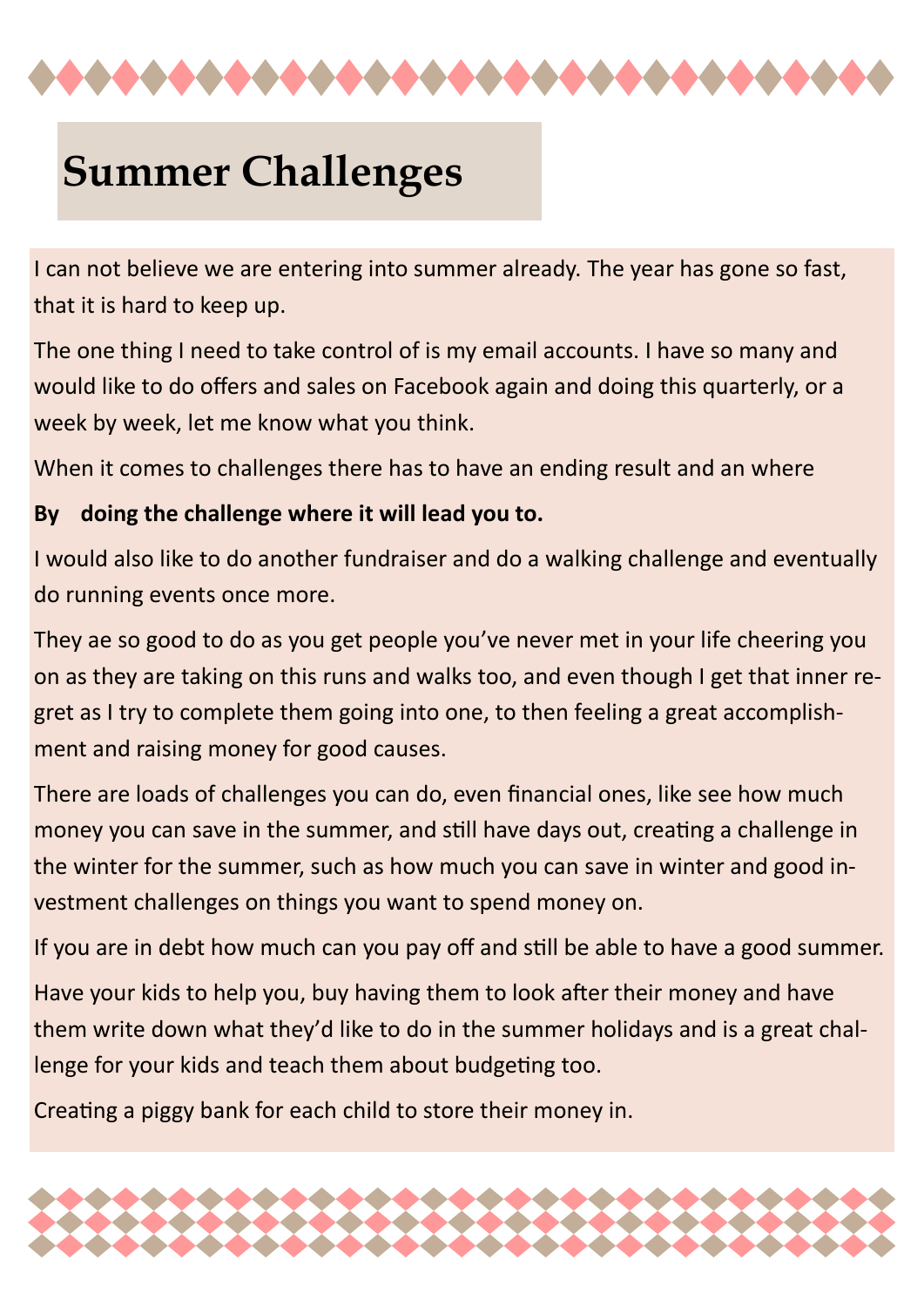# Summer Challenges

I can not believe we are entering into summer already. The year has gone so fast, that it is hard to keep up.

The one thing I need to take control of is my email accounts. I have so many and would like to do offers and sales on Facebook again and doing this quarterly, or a week by week, let me know what you think.

When it comes to challenges there has to have an ending result and an where

**By doing the challenge where it will lead you to.**

I would also like to do another fundraiser and do a walking challenge and eventually do running events once more.

They ae so good to do as you get people you've never met in your life cheering you on as they are taking on this runs and walks too, and even though I get that inner regret as I try to complete them going into one, to then feeling a great accomplishment and raising money for good causes.

There are loads of challenges you can do, even financial ones, like see how much money you can save in the summer, and still have days out, creating a challenge in the winter for the summer, such as how much you can save in winter and good investment challenges on things you want to spend money on.

If you are in debt how much can you pay off and still be able to have a good summer.

Have your kids to help you, buy having them to look after their money and have them write down what they'd like to do in the summer holidays and is a great challenge for your kids and teach them about budgeting too.

Creating a piggy bank for each child to store their money in.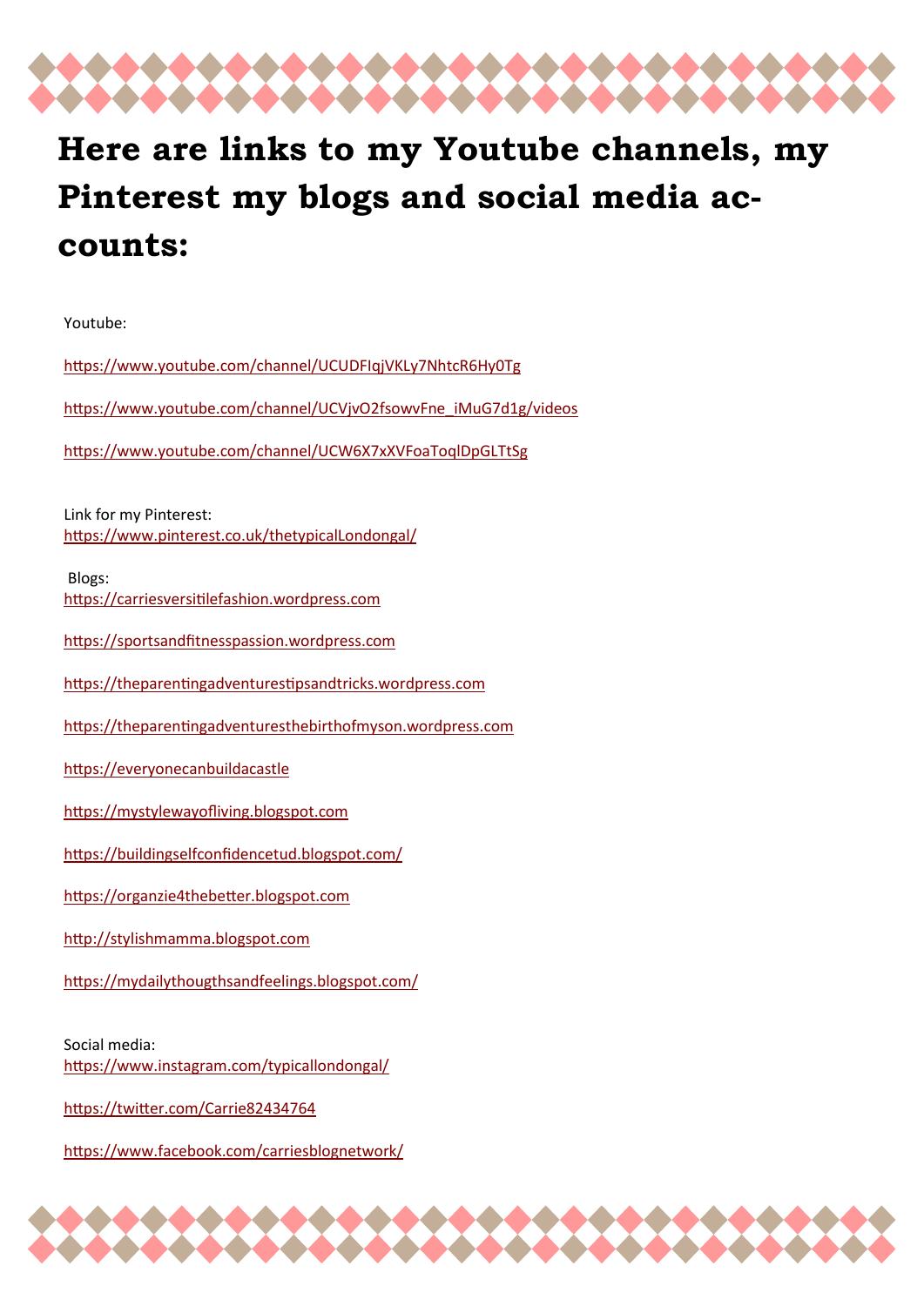# Here are links to my Youtube channels, my Pinterest my blogs and social media accounts:

Youtube:

https://www.youtube.com/channel/UCUDFIqjVKLy7NhtcR6Hy0Tg

https://www.youtube.com/channel/UCVjvO2fsowvFne_iMuG7d1g/videos

https://www.youtube.com/channel/UCW6X7xXVFoaToqlDpGLTtSg

Link for my Pinterest:
https://www.pinterest.co.uk/thetypicalLondongal/

Blogs:
https://carriesversitilefashion.wordpress.com

https://sportsandfitnesspassion.wordpress.com

https://theparentingadventurestipsandtricks.wordpress.com

https://theparentingadventuresthebirthofmyson.wordpress.com

https://everyonecanbuildacastle

https://mystylewayofliving.blogspot.com

https://buildingselfconfidencetud.blogspot.com/

https://organzie4thebetter.blogspot.com

http://stylishmamma.blogspot.com

https://mydailythougthsandfeelings.blogspot.com/

Social media:
https://www.instagram.com/typicallondongal/

https://twitter.com/Carrie82434764

https://www.facebook.com/carriesblognetwork/